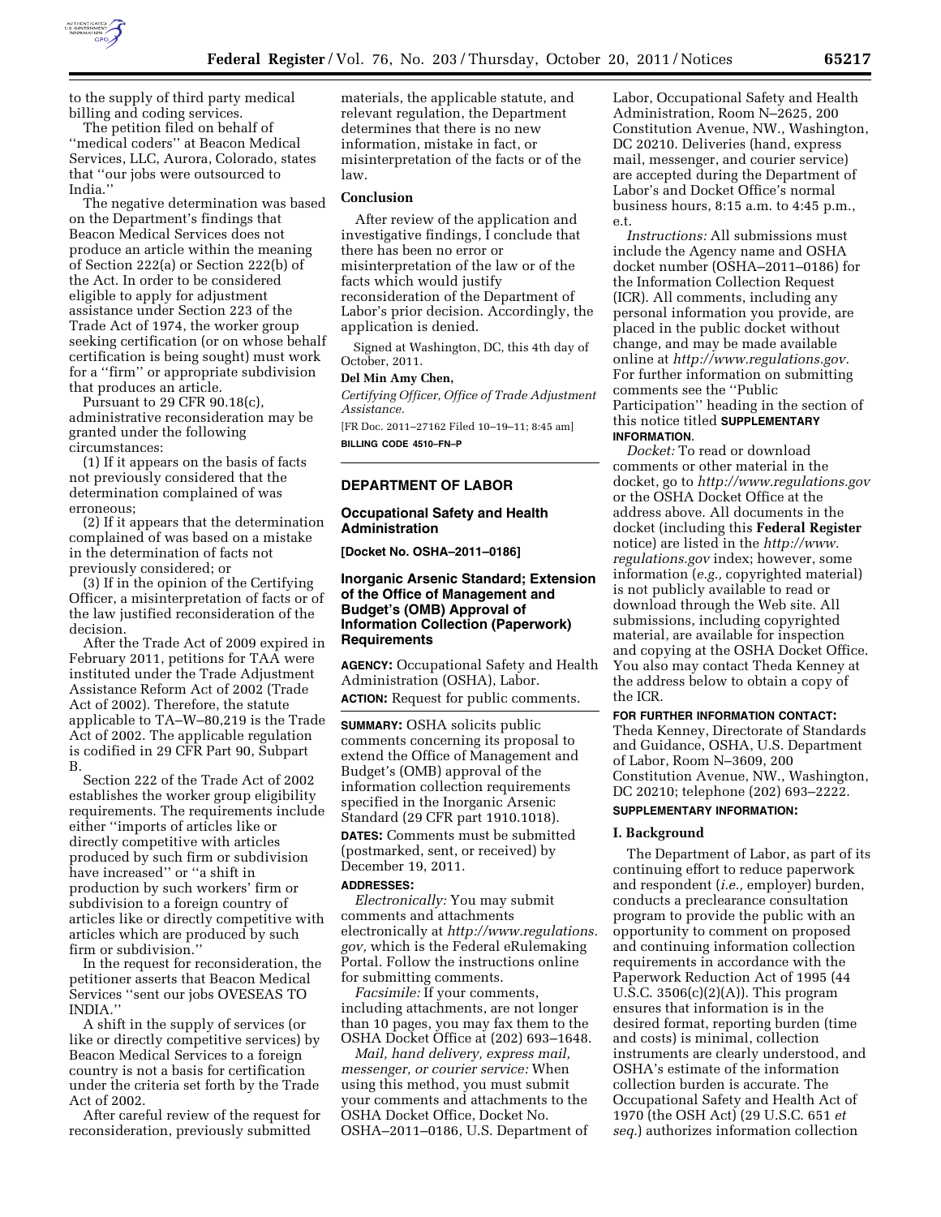to the supply of third party medical billing and coding services.

The petition filed on behalf of ''medical coders'' at Beacon Medical Services, LLC, Aurora, Colorado, states that ''our jobs were outsourced to India.''

The negative determination was based on the Department's findings that Beacon Medical Services does not produce an article within the meaning of Section 222(a) or Section 222(b) of the Act. In order to be considered eligible to apply for adjustment assistance under Section 223 of the Trade Act of 1974, the worker group seeking certification (or on whose behalf certification is being sought) must work for a ''firm'' or appropriate subdivision that produces an article.

Pursuant to 29 CFR 90.18(c), administrative reconsideration may be granted under the following circumstances:

(1) If it appears on the basis of facts not previously considered that the determination complained of was erroneous;

(2) If it appears that the determination complained of was based on a mistake in the determination of facts not previously considered; or

(3) If in the opinion of the Certifying Officer, a misinterpretation of facts or of the law justified reconsideration of the decision.

After the Trade Act of 2009 expired in February 2011, petitions for TAA were instituted under the Trade Adjustment Assistance Reform Act of 2002 (Trade Act of 2002). Therefore, the statute applicable to TA–W–80,219 is the Trade Act of 2002. The applicable regulation is codified in 29 CFR Part 90, Subpart B.

Section 222 of the Trade Act of 2002 establishes the worker group eligibility requirements. The requirements include either ''imports of articles like or directly competitive with articles produced by such firm or subdivision have increased'' or ''a shift in production by such workers' firm or subdivision to a foreign country of articles like or directly competitive with articles which are produced by such firm or subdivision.''

In the request for reconsideration, the petitioner asserts that Beacon Medical Services ''sent our jobs OVESEAS TO INDIA.''

A shift in the supply of services (or like or directly competitive services) by Beacon Medical Services to a foreign country is not a basis for certification under the criteria set forth by the Trade Act of 2002.

After careful review of the request for reconsideration, previously submitted materials, the applicable statute, and relevant regulation, the Department determines that there is no new information, mistake in fact, or misinterpretation of the facts or of the law.

## Conclusion

After review of the application and investigative findings, I conclude that there has been no error or misinterpretation of the law or of the facts which would justify reconsideration of the Department of Labor's prior decision. Accordingly, the application is denied.

Signed at Washington, DC, this 4th day of October, 2011.

**Del Min Amy Chen,**

*Certifying Officer, Office of Trade Adjustment Assistance.*

[FR Doc. 2011–27162 Filed 10–19–11; 8:45 am]

**BILLING CODE 4510–FN–P**

---

## DEPARTMENT OF LABOR

### Occupational Safety and Health Administration

**[Docket No. OSHA–2011–0186]**

### Inorganic Arsenic Standard; Extension of the Office of Management and Budget's (OMB) Approval of Information Collection (Paperwork) Requirements

**AGENCY:** Occupational Safety and Health Administration (OSHA), Labor.

**ACTION:** Request for public comments.

**SUMMARY:** OSHA solicits public comments concerning its proposal to extend the Office of Management and Budget's (OMB) approval of the information collection requirements specified in the Inorganic Arsenic Standard (29 CFR part 1910.1018).

**DATES:** Comments must be submitted (postmarked, sent, or received) by December 19, 2011.

**ADDRESSES:**

*Electronically:* You may submit comments and attachments electronically at *http://www.regulations.gov,* which is the Federal eRulemaking Portal. Follow the instructions online for submitting comments.

*Facsimile:* If your comments, including attachments, are not longer than 10 pages, you may fax them to the OSHA Docket Office at (202) 693–1648.

*Mail, hand delivery, express mail, messenger, or courier service:* When using this method, you must submit your comments and attachments to the OSHA Docket Office, Docket No. OSHA–2011–0186, U.S. Department of Labor, Occupational Safety and Health Administration, Room N–2625, 200 Constitution Avenue, NW., Washington, DC 20210. Deliveries (hand, express mail, messenger, and courier service) are accepted during the Department of Labor's and Docket Office's normal business hours, 8:15 a.m. to 4:45 p.m., e.t.

*Instructions:* All submissions must include the Agency name and OSHA docket number (OSHA–2011–0186) for the Information Collection Request (ICR). All comments, including any personal information you provide, are placed in the public docket without change, and may be made available online at *http://www.regulations.gov.* For further information on submitting comments see the ''Public Participation'' heading in the section of this notice titled **SUPPLEMENTARY INFORMATION.**

*Docket:* To read or download comments or other material in the docket, go to *http://www.regulations.gov* or the OSHA Docket Office at the address above. All documents in the docket (including this **Federal Register** notice) are listed in the *http://www.regulations.gov* index; however, some information (*e.g.,* copyrighted material) is not publicly available to read or download through the Web site. All submissions, including copyrighted material, are available for inspection and copying at the OSHA Docket Office. You also may contact Theda Kenney at the address below to obtain a copy of the ICR.

**FOR FURTHER INFORMATION CONTACT:** Theda Kenney, Directorate of Standards and Guidance, OSHA, U.S. Department of Labor, Room N–3609, 200 Constitution Avenue, NW., Washington, DC 20210; telephone (202) 693–2222.

**SUPPLEMENTARY INFORMATION:**

### I. Background

The Department of Labor, as part of its continuing effort to reduce paperwork and respondent (*i.e.,* employer) burden, conducts a preclearance consultation program to provide the public with an opportunity to comment on proposed and continuing information collection requirements in accordance with the Paperwork Reduction Act of 1995 (44 U.S.C. 3506(c)(2)(A)). This program ensures that information is in the desired format, reporting burden (time and costs) is minimal, collection instruments are clearly understood, and OSHA's estimate of the information collection burden is accurate. The Occupational Safety and Health Act of 1970 (the OSH Act) (29 U.S.C. 651 *et seq.*) authorizes information collection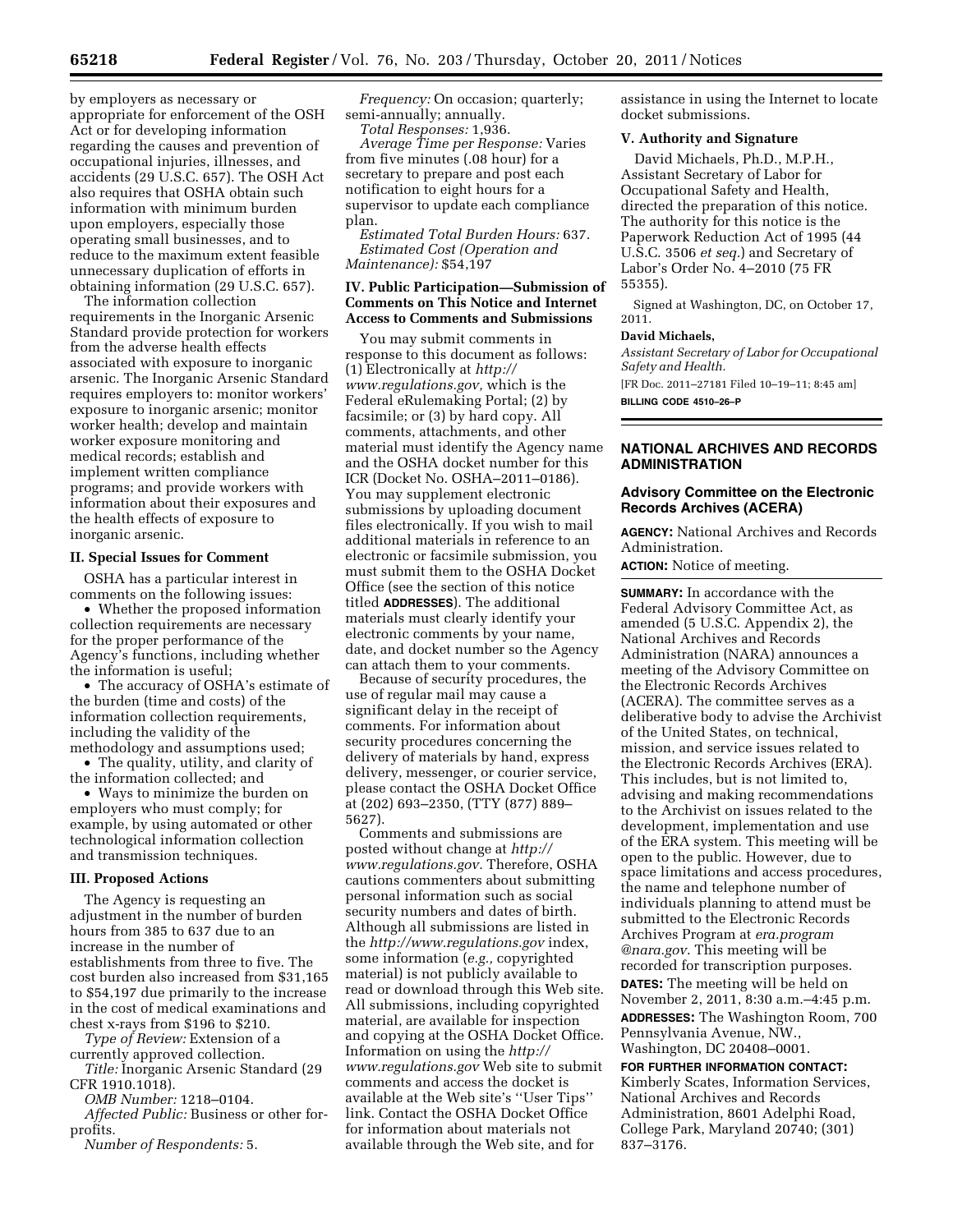by employers as necessary or appropriate for enforcement of the OSH Act or for developing information regarding the causes and prevention of occupational injuries, illnesses, and accidents (29 U.S.C. 657). The OSH Act also requires that OSHA obtain such information with minimum burden upon employers, especially those operating small businesses, and to reduce to the maximum extent feasible unnecessary duplication of efforts in obtaining information (29 U.S.C. 657).

The information collection requirements in the Inorganic Arsenic Standard provide protection for workers from the adverse health effects associated with exposure to inorganic arsenic. The Inorganic Arsenic Standard requires employers to: monitor workers' exposure to inorganic arsenic; monitor worker health; develop and maintain worker exposure monitoring and medical records; establish and implement written compliance programs; and provide workers with information about their exposures and the health effects of exposure to inorganic arsenic.

### II. Special Issues for Comment

OSHA has a particular interest in comments on the following issues:

- Whether the proposed information collection requirements are necessary for the proper performance of the Agency's functions, including whether the information is useful;
- The accuracy of OSHA's estimate of the burden (time and costs) of the information collection requirements, including the validity of the methodology and assumptions used;
- The quality, utility, and clarity of the information collected; and
- Ways to minimize the burden on employers who must comply; for example, by using automated or other technological information collection and transmission techniques.

### III. Proposed Actions

The Agency is requesting an adjustment in the number of burden hours from 385 to 637 due to an increase in the number of establishments from three to five. The cost burden also increased from $31,165 to $54,197 due primarily to the increase in the cost of medical examinations and chest x-rays from $196 to $210.

*Type of Review:* Extension of a currently approved collection.

*Title:* Inorganic Arsenic Standard (29 CFR 1910.1018).

*OMB Number:* 1218–0104.

*Affected Public:* Business or other for-profits.

*Number of Respondents:* 5.

*Frequency:* On occasion; quarterly; semi-annually; annually.

*Total Responses:* 1,936.

*Average Time per Response:* Varies from five minutes (.08 hour) for a secretary to prepare and post each notification to eight hours for a supervisor to update each compliance plan.

*Estimated Total Burden Hours:* 637.

*Estimated Cost (Operation and Maintenance):* $54,197

### IV. Public Participation—Submission of Comments on This Notice and Internet Access to Comments and Submissions

You may submit comments in response to this document as follows: (1) Electronically at *http://www.regulations.gov,* which is the Federal eRulemaking Portal; (2) by facsimile; or (3) by hard copy. All comments, attachments, and other material must identify the Agency name and the OSHA docket number for this ICR (Docket No. OSHA–2011–0186). You may supplement electronic submissions by uploading document files electronically. If you wish to mail additional materials in reference to an electronic or facsimile submission, you must submit them to the OSHA Docket Office (see the section of this notice titled **ADDRESSES**). The additional materials must clearly identify your electronic comments by your name, date, and docket number so the Agency can attach them to your comments.

Because of security procedures, the use of regular mail may cause a significant delay in the receipt of comments. For information about security procedures concerning the delivery of materials by hand, express delivery, messenger, or courier service, please contact the OSHA Docket Office at (202) 693–2350, (TTY (877) 889–5627).

Comments and submissions are posted without change at *http://www.regulations.gov.* Therefore, OSHA cautions commenters about submitting personal information such as social security numbers and dates of birth. Although all submissions are listed in the *http://www.regulations.gov* index, some information (*e.g.,* copyrighted material) is not publicly available to read or download through this Web site. All submissions, including copyrighted material, are available for inspection and copying at the OSHA Docket Office. Information on using the *http://www.regulations.gov* Web site to submit comments and access the docket is available at the Web site's ''User Tips'' link. Contact the OSHA Docket Office for information about materials not available through the Web site, and for assistance in using the Internet to locate docket submissions.

### V. Authority and Signature

David Michaels, Ph.D., M.P.H., Assistant Secretary of Labor for Occupational Safety and Health, directed the preparation of this notice. The authority for this notice is the Paperwork Reduction Act of 1995 (44 U.S.C. 3506 *et seq.*) and Secretary of Labor's Order No. 4–2010 (75 FR 55355).

Signed at Washington, DC, on October 17, 2011.

**David Michaels,**

*Assistant Secretary of Labor for Occupational Safety and Health.*

[FR Doc. 2011–27181 Filed 10–19–11; 8:45 am]

**BILLING CODE 4510–26–P**

## NATIONAL ARCHIVES AND RECORDS ADMINISTRATION

### Advisory Committee on the Electronic Records Archives (ACERA)

**AGENCY:** National Archives and Records Administration.

**ACTION:** Notice of meeting.

**SUMMARY:** In accordance with the Federal Advisory Committee Act, as amended (5 U.S.C. Appendix 2), the National Archives and Records Administration (NARA) announces a meeting of the Advisory Committee on the Electronic Records Archives (ACERA). The committee serves as a deliberative body to advise the Archivist of the United States, on technical, mission, and service issues related to the Electronic Records Archives (ERA). This includes, but is not limited to, advising and making recommendations to the Archivist on issues related to the development, implementation and use of the ERA system. This meeting will be open to the public. However, due to space limitations and access procedures, the name and telephone number of individuals planning to attend must be submitted to the Electronic Records Archives Program at *era.program@nara.gov*. This meeting will be recorded for transcription purposes.

**DATES:** The meeting will be held on November 2, 2011, 8:30 a.m.–4:45 p.m.

**ADDRESSES:** The Washington Room, 700 Pennsylvania Avenue, NW., Washington, DC 20408–0001.

**FOR FURTHER INFORMATION CONTACT:** Kimberly Scates, Information Services, National Archives and Records Administration, 8601 Adelphi Road, College Park, Maryland 20740; (301) 837–3176.